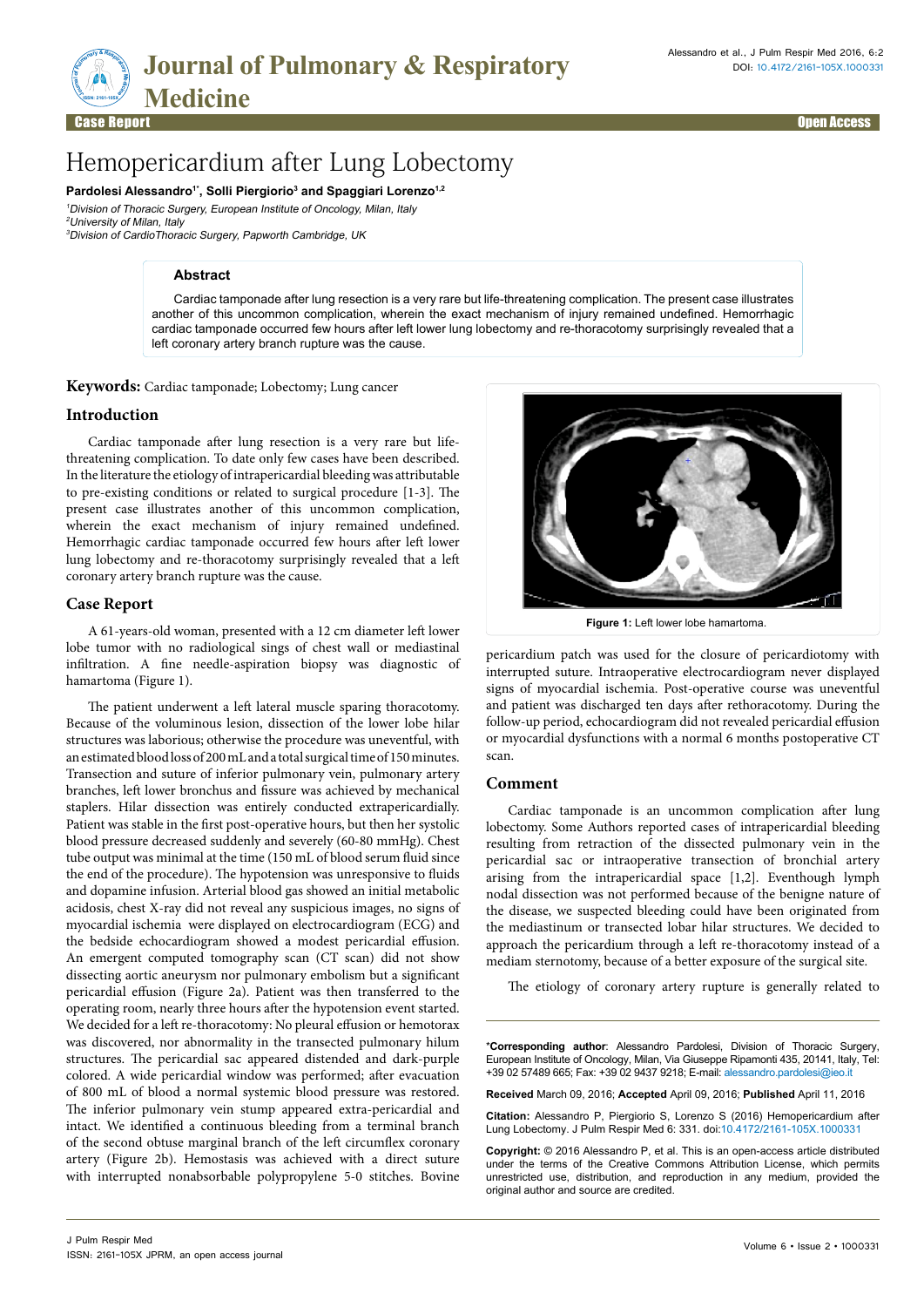# Hemopericardium after Lung Lobectomy

**Pardolesi Alessandro[1*], Solli Piergiorio[3] and Spaggiari Lorenzo[1,2]**

[1]*Division of Thoracic Surgery, European Institute of Oncology, Milan, Italy*
[2]*University of Milan, Italy*
[3]*Division of CardioThoracic Surgery, Papworth Cambridge, UK*

## Abstract

Cardiac tamponade after lung resection is a very rare but life-threatening complication. The present case illustrates another of this uncommon complication, wherein the exact mechanism of injury remained undefined. Hemorrhagic cardiac tamponade occurred few hours after left lower lung lobectomy and re-thoracotomy surprisingly revealed that a left coronary artery branch rupture was the cause.

**Keywords:** Cardiac tamponade; Lobectomy; Lung cancer

## Introduction

Cardiac tamponade after lung resection is a very rare but life-threatening complication. To date only few cases have been described. In the literature the etiology of intrapericardial bleeding was attributable to pre-existing conditions or related to surgical procedure [1-3]. The present case illustrates another of this uncommon complication, wherein the exact mechanism of injury remained undefined. Hemorrhagic cardiac tamponade occurred few hours after left lower lung lobectomy and re-thoracotomy surprisingly revealed that a left coronary artery branch rupture was the cause.

## Case Report

A 61-years-old woman, presented with a 12 cm diameter left lower lobe tumor with no radiological sings of chest wall or mediastinal infiltration. A fine needle-aspiration biopsy was diagnostic of hamartoma (Figure 1).

Figure 1: Left lower lobe hamartoma.

The patient underwent a left lateral muscle sparing thoracotomy. Because of the voluminous lesion, dissection of the lower lobe hilar structures was laborious; otherwise the procedure was uneventful, with an estimated blood loss of 200 mL and a total surgical time of 150 minutes. Transection and suture of inferior pulmonary vein, pulmonary artery branches, left lower bronchus and fissure was achieved by mechanical staplers. Hilar dissection was entirely conducted extrapericardially. Patient was stable in the first post-operative hours, but then her systolic blood pressure decreased suddenly and severely (60-80 mmHg). Chest tube output was minimal at the time (150 mL of blood serum fluid since the end of the procedure). The hypotension was unresponsive to fluids and dopamine infusion. Arterial blood gas showed an initial metabolic acidosis, chest X-ray did not show any suspicious images, no signs of myocardial ischemia were displayed on electrocardiogram (ECG) and the bedside echocardiogram showed a modest pericardial effusion. An emergent computed tomography scan (CT scan) did not show dissecting aortic aneurysm nor pulmonary embolism but a significant pericardial effusion (Figure 2a). Patient was then transferred to the operating room, nearly three hours after the hypotension event started. We decided for a left re-thoracotomy: No pleural effusion or hemotorax was discovered, nor abnormality in the transected pulmonary hilum structures. The pericardial sac appeared distended and dark-purple colored. A wide pericardial window was performed; after evacuation of 800 mL of blood a normal systemic blood pressure was restored. The inferior pulmonary vein stump appeared extra-pericardial and intact. We identified a continuous bleeding from a terminal branch of the second obtuse marginal branch of the left circumflex coronary artery (Figure 2b). Hemostasis was achieved with a direct suture with interrupted nonabsorbable polypropylene 5-0 stitches. Bovine pericardium patch was used for the closure of pericardiotomy with interrupted suture. Intraoperative electrocardiogram never displayed signs of myocardial ischemia. Post-operative course was uneventful and patient was discharged ten days after rethoracotomy. During the follow-up period, echocardiogram did not revealed pericardial effusion or myocardial dysfunctions with a normal 6 months postoperative CT scan.

## Comment

Cardiac tamponade is an uncommon complication after lung lobectomy. Some Authors reported cases of intrapericardial bleeding resulting from retraction of the dissected pulmonary vein in the pericardial sac or intraoperative transection of bronchial artery arising from the intrapericardial space [1,2]. Eventhough lymph nodal dissection was not performed because of the benign nature of the disease, we suspected bleeding could have been originated from the mediastinum or transected lobar hilar structures. We decided to approach the pericardium through a left re-thoracotomy instead of a mediam sternotomy, because of a better exposure of the surgical site.

The etiology of coronary artery rupture is generally related to

---

***Corresponding author**: Alessandro Pardolesi, Division of Thoracic Surgery, European Institute of Oncology, Milan, Via Giuseppe Ripamonti 435, 20141, Italy, Tel: +39 02 57489 665; Fax: +39 02 9437 9218; E-mail: alessandro.pardolesi@ieo.it

**Received** March 09, 2016; **Accepted** April 09, 2016; **Published** April 11, 2016

**Citation:** Alessandro P, Piergiorio S, Lorenzo S (2016) Hemopericardium after Lung Lobectomy. J Pulm Respir Med 6: 331. doi:10.4172/2161-105X.1000331

**Copyright:** © 2016 Alessandro P, et al. This is an open-access article distributed under the terms of the Creative Commons Attribution License, which permits unrestricted use, distribution, and reproduction in any medium, provided the original author and source are credited.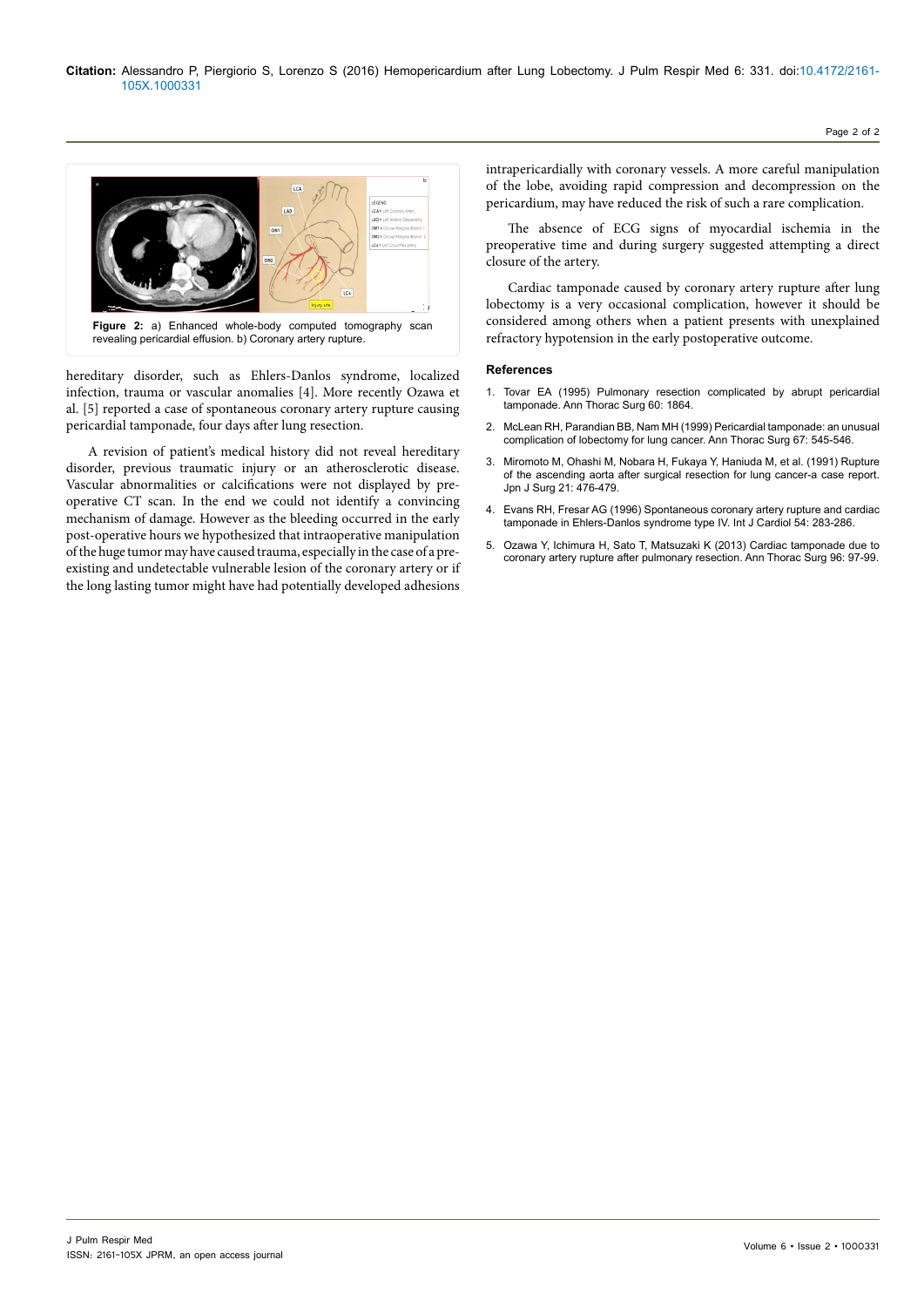Figure 2: a) Enhanced whole-body computed tomography scan revealing pericardial effusion. b) Coronary artery rupture.

hereditary disorder, such as Ehlers-Danlos syndrome, localized infection, trauma or vascular anomalies [4]. More recently Ozawa et al. [5] reported a case of spontaneous coronary artery rupture causing pericardial tamponade, four days after lung resection.

A revision of patient's medical history did not reveal hereditary disorder, previous traumatic injury or an atherosclerotic disease. Vascular abnormalities or calcifications were not displayed by pre-operative CT scan. In the end we could not identify a convincing mechanism of damage. However as the bleeding occurred in the early post-operative hours we hypothesized that intraoperative manipulation of the huge tumor may have caused trauma, especially in the case of a pre-existing and undetectable vulnerable lesion of the coronary artery or if the long lasting tumor might have had potentially developed adhesions intrapericardially with coronary vessels. A more careful manipulation of the lobe, avoiding rapid compression and decompression on the pericardium, may have reduced the risk of such a rare complication.

The absence of ECG signs of myocardial ischemia in the preoperative time and during surgery suggested attempting a direct closure of the artery.

Cardiac tamponade caused by coronary artery rupture after lung lobectomy is a very occasional complication, however it should be considered among others when a patient presents with unexplained refractory hypotension in the early postoperative outcome.

## References

1. Tovar EA (1995) Pulmonary resection complicated by abrupt pericardial tamponade. Ann Thorac Surg 60: 1864.
2. McLean RH, Parandian BB, Nam MH (1999) Pericardial tamponade: an unusual complication of lobectomy for lung cancer. Ann Thorac Surg 67: 545-546.
3. Miromoto M, Ohashi M, Nobara H, Fukaya Y, Haniuda M, et al. (1991) Rupture of the ascending aorta after surgical resection for lung cancer-a case report. Jpn J Surg 21: 476-479.
4. Evans RH, Fresar AG (1996) Spontaneous coronary artery rupture and cardiac tamponade in Ehlers-Danlos syndrome type IV. Int J Cardiol 54: 283-286.
5. Ozawa Y, Ichimura H, Sato T, Matsuzaki K (2013) Cardiac tamponade due to coronary artery rupture after pulmonary resection. Ann Thorac Surg 96: 97-99.